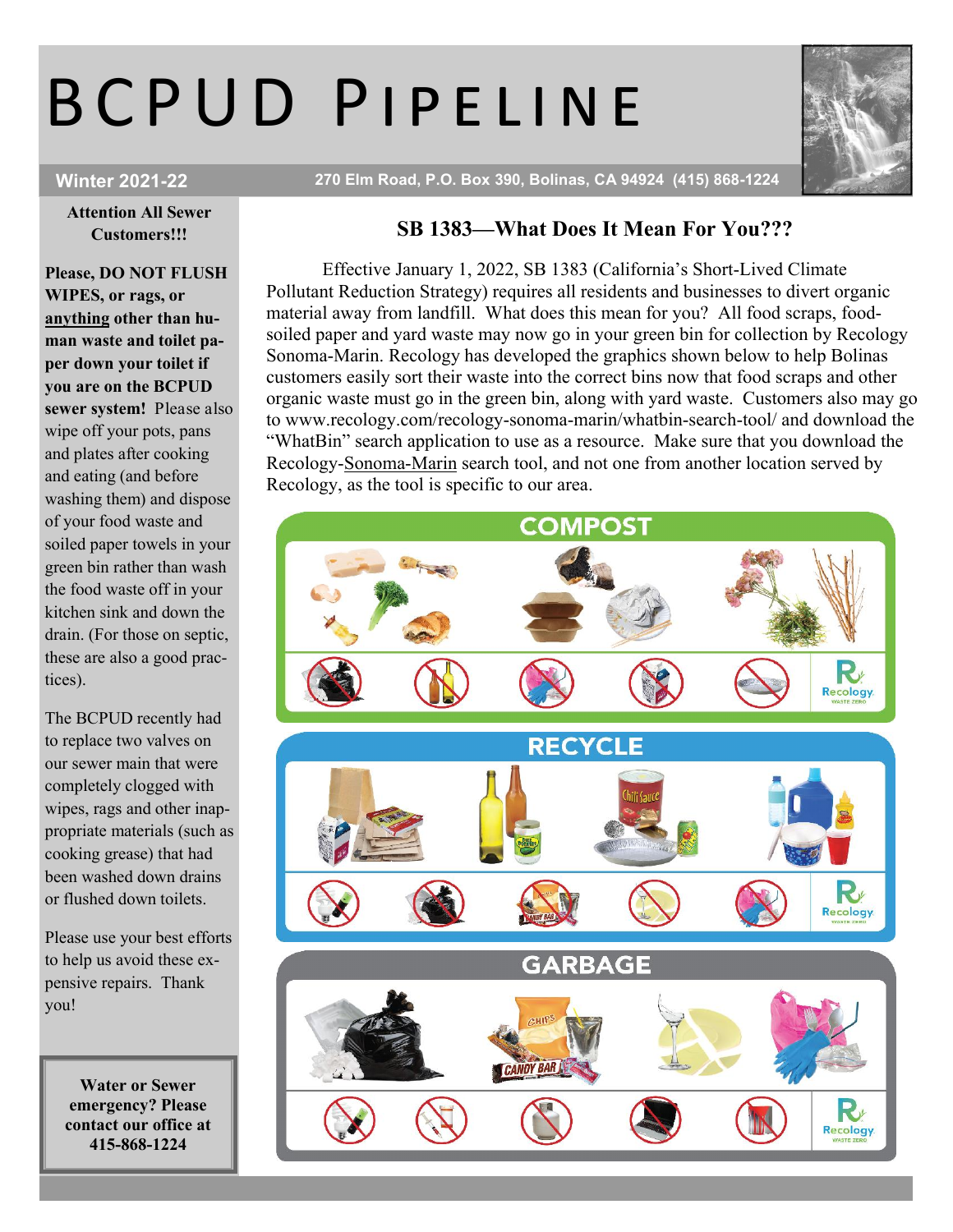# BCPUD PIPELINE

**Winter 2021-22**

270 Elm Road, P.O. Box 390, Bolinas, CA 94924 (415) 868-1224

**Attention All Sewer Customers!!!**

**Please, DO NOT FLUSH WIPES, or rags, or <u>anything</u> other than human waste and toilet paper down your toilet if you are on the BCPUD sewer system!** Please also wipe off your pots, pans and plates after cooking and eating (and before washing them) and dispose of your food waste and soiled paper towels in your green bin rather than wash the food waste off in your kitchen sink and down the drain. (For those on septic, these are also a good practices).

The BCPUD recently had to replace two valves on our sewer main that were completely clogged with wipes, rags and other inappropriate materials (such as cooking grease) that had been washed down drains or flushed down toilets.

Please use your best efforts to help us avoid these expensive repairs. Thank you!

**Water or Sewer emergency? Please contact our office at 415-868-1224**

## SB 1383—What Does It Mean For You???

Effective January 1, 2022, SB 1383 (California's Short-Lived Climate Pollutant Reduction Strategy) requires all residents and businesses to divert organic material away from landfill. What does this mean for you? All food scraps, food-soiled paper and yard waste may now go in your green bin for collection by Recology Sonoma-Marin. Recology has developed the graphics shown below to help Bolinas customers easily sort their waste into the correct bins now that food scraps and other organic waste must go in the green bin, along with yard waste. Customers also may go to www.recology.com/recology-sonoma-marin/whatbin-search-tool/ and download the "WhatBin" search application to use as a resource. Make sure that you download the Recology-<u>Sonoma-Marin</u> search tool, and not one from another location served by Recology, as the tool is specific to our area.

COMPOST

RECYCLE

GARBAGE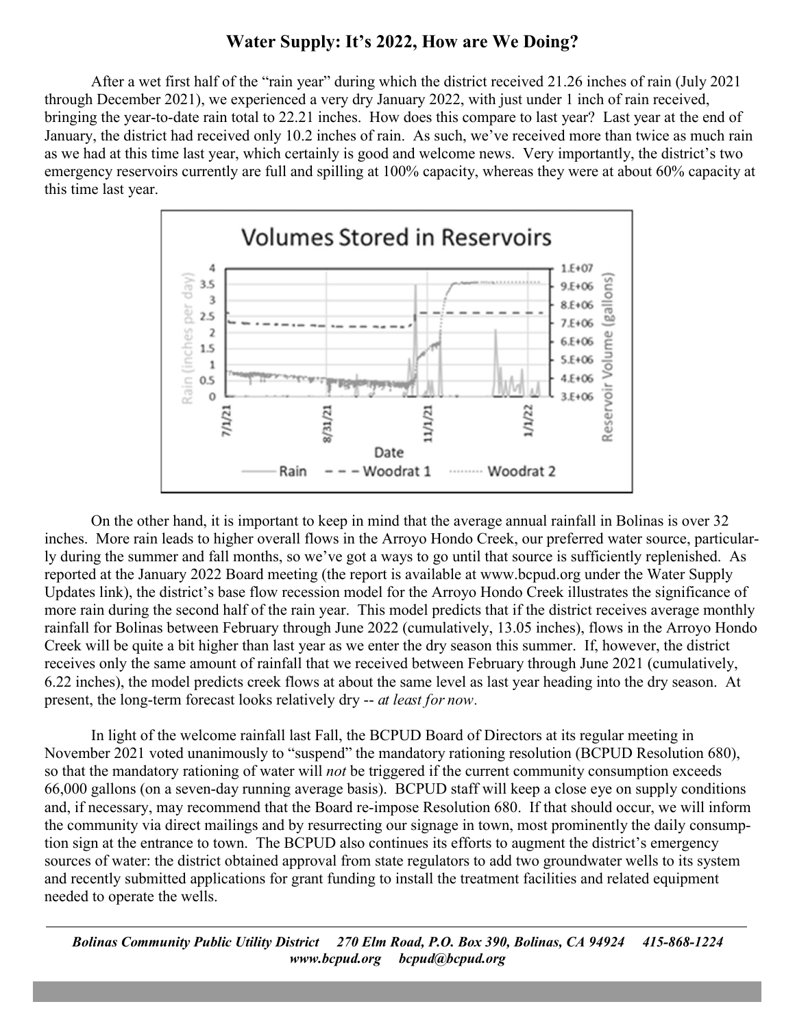## Water Supply: It's 2022, How are We Doing?

After a wet first half of the "rain year" during which the district received 21.26 inches of rain (July 2021 through December 2021), we experienced a very dry January 2022, with just under 1 inch of rain received, bringing the year-to-date rain total to 22.21 inches. How does this compare to last year? Last year at the end of January, the district had received only 10.2 inches of rain. As such, we've received more than twice as much rain as we had at this time last year, which certainly is good and welcome news. Very importantly, the district's two emergency reservoirs currently are full and spilling at 100% capacity, whereas they were at about 60% capacity at this time last year.

Volumes Stored in Reservoirs

Rain (inches per day)

4
3.5
3
2.5
2
1.5
1
0.5
0

Reservoir Volume (gallons)

1.E+07
9.E+06
8.E+06
7.E+06
6.E+06
5.E+06
4.E+06
3.E+06

7/1/21
8/31/21
11/1/21
1/1/22

Date

Rain
Woodrat 1
Woodrat 2

On the other hand, it is important to keep in mind that the average annual rainfall in Bolinas is over 32 inches. More rain leads to higher overall flows in the Arroyo Hondo Creek, our preferred water source, particularly during the summer and fall months, so we've got a ways to go until that source is sufficiently replenished. As reported at the January 2022 Board meeting (the report is available at www.bcpud.org under the Water Supply Updates link), the district's base flow recession model for the Arroyo Hondo Creek illustrates the significance of more rain during the second half of the rain year. This model predicts that if the district receives average monthly rainfall for Bolinas between February through June 2022 (cumulatively, 13.05 inches), flows in the Arroyo Hondo Creek will be quite a bit higher than last year as we enter the dry season this summer. If, however, the district receives only the same amount of rainfall that we received between February through June 2021 (cumulatively, 6.22 inches), the model predicts creek flows at about the same level as last year heading into the dry season. At present, the long-term forecast looks relatively dry -- *at least for now*.

In light of the welcome rainfall last Fall, the BCPUD Board of Directors at its regular meeting in November 2021 voted unanimously to "suspend" the mandatory rationing resolution (BCPUD Resolution 680), so that the mandatory rationing of water will *not* be triggered if the current community consumption exceeds 66,000 gallons (on a seven-day running average basis). BCPUD staff will keep a close eye on supply conditions and, if necessary, may recommend that the Board re-impose Resolution 680. If that should occur, we will inform the community via direct mailings and by resurrecting our signage in town, most prominently the daily consumption sign at the entrance to town. The BCPUD also continues its efforts to augment the district's emergency sources of water: the district obtained approval from state regulators to add two groundwater wells to its system and recently submitted applications for grant funding to install the treatment facilities and related equipment needed to operate the wells.

***Bolinas Community Public Utility District 270 Elm Road, P.O. Box 390, Bolinas, CA 94924 415-868-1224***
***www.bcpud.org bcpud@bcpud.org***